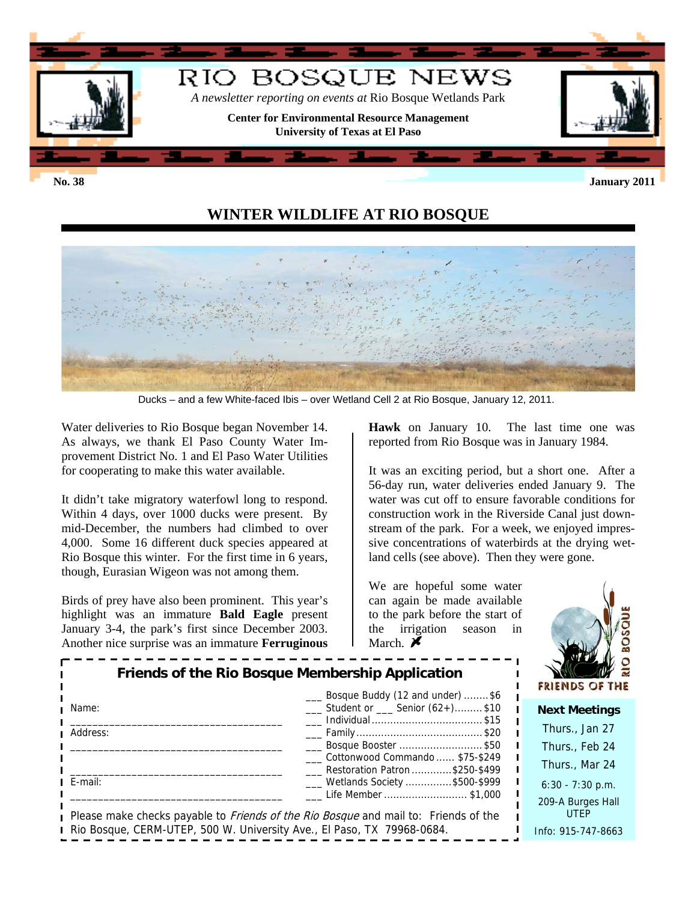# RIO BOSQUE NEWS

*A newsletter reporting on events at* Rio Bosque Wetlands Park

**Center for Environmental Resource Management**
**University of Texas at El Paso**

**No. 38** **January 2011**

## WINTER WILDLIFE AT RIO BOSQUE

Ducks – and a few White-faced Ibis – over Wetland Cell 2 at Rio Bosque, January 12, 2011.

Water deliveries to Rio Bosque began November 14. As always, we thank El Paso County Water Improvement District No. 1 and El Paso Water Utilities for cooperating to make this water available.

It didn't take migratory waterfowl long to respond. Within 4 days, over 1000 ducks were present. By mid-December, the numbers had climbed to over 4,000. Some 16 different duck species appeared at Rio Bosque this winter. For the first time in 6 years, though, Eurasian Wigeon was not among them.

Birds of prey have also been prominent. This year's highlight was an immature **Bald Eagle** present January 3-4, the park's first since December 2003. Another nice surprise was an immature **Ferruginous Hawk** on January 10. The last time one was reported from Rio Bosque was in January 1984.

It was an exciting period, but a short one. After a 56-day run, water deliveries ended January 9. The water was cut off to ensure favorable conditions for construction work in the Riverside Canal just downstream of the park. For a week, we enjoyed impressive concentrations of waterbirds at the drying wetland cells (see above). Then they were gone.

We are hopeful some water can again be made available to the park before the start of the irrigation season in March.

### Friends of the Rio Bosque Membership Application

Name: ___________________________________

Address: ___________________________________

___________________________________

E-mail: ___________________________________

- ___ Bosque Buddy (12 and under) ........ $6
- ___ Student or ___ Senior (62+)......... $10
- ___ Individual .................................... $15
- ___ Family ......................................... $20
- ___ Bosque Booster ........................... $50
- ___ Cottonwood Commando ...... $75-$249
- ___ Restoration Patron ............ $250-$499
- ___ Wetlands Society .............. $500-$999
- ___ Life Member ........................... $1,000

Please make checks payable to *Friends of the Rio Bosque* and mail to: Friends of the Rio Bosque, CERM-UTEP, 500 W. University Ave., El Paso, TX 79968-0684.

FRIENDS OF THE RIO BOSQUE

**Next Meetings**

Thurs., Jan 27

Thurs., Feb 24

Thurs., Mar 24

6:30 - 7:30 p.m.

209-A Burges Hall UTEP

Info: 915-747-8663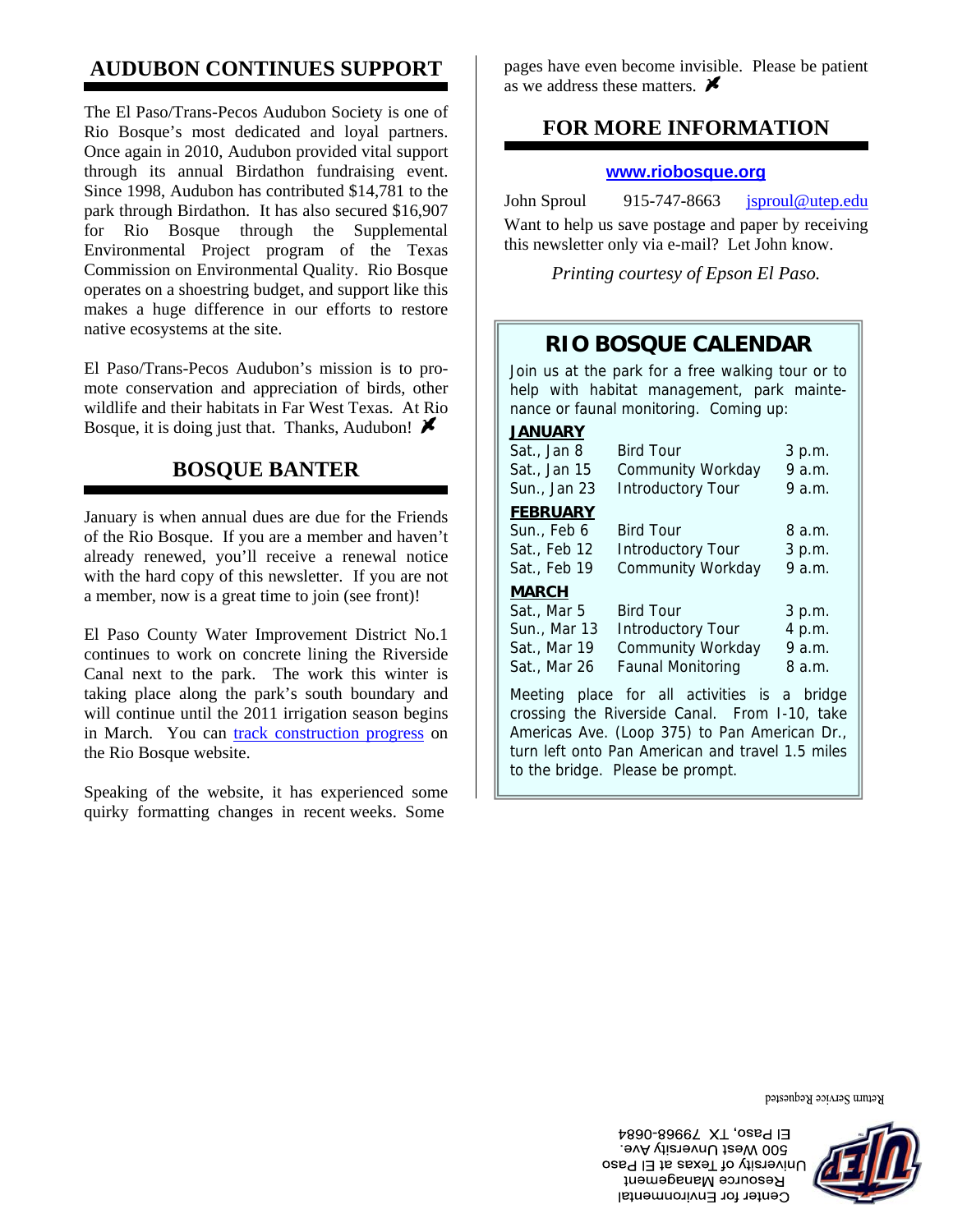## AUDUBON CONTINUES SUPPORT

The El Paso/Trans-Pecos Audubon Society is one of Rio Bosque's most dedicated and loyal partners. Once again in 2010, Audubon provided vital support through its annual Birdathon fundraising event. Since 1998, Audubon has contributed $14,781 to the park through Birdathon. It has also secured $16,907 for Rio Bosque through the Supplemental Environmental Project program of the Texas Commission on Environmental Quality. Rio Bosque operates on a shoestring budget, and support like this makes a huge difference in our efforts to restore native ecosystems at the site.

El Paso/Trans-Pecos Audubon's mission is to promote conservation and appreciation of birds, other wildlife and their habitats in Far West Texas. At Rio Bosque, it is doing just that. Thanks, Audubon!

## BOSQUE BANTER

January is when annual dues are due for the Friends of the Rio Bosque. If you are a member and haven't already renewed, you'll receive a renewal notice with the hard copy of this newsletter. If you are not a member, now is a great time to join (see front)!

El Paso County Water Improvement District No.1 continues to work on concrete lining the Riverside Canal next to the park. The work this winter is taking place along the park's south boundary and will continue until the 2011 irrigation season begins in March. You can track construction progress on the Rio Bosque website.

Speaking of the website, it has experienced some quirky formatting changes in recent weeks. Some pages have even become invisible. Please be patient as we address these matters.

## FOR MORE INFORMATION

**www.riobosque.org**

John Sproul 915-747-8663 jsproul@utep.edu

Want to help us save postage and paper by receiving this newsletter only via e-mail? Let John know.

*Printing courtesy of Epson El Paso.*

## RIO BOSQUE CALENDAR

Join us at the park for a free walking tour or to help with habitat management, park maintenance or faunal monitoring. Coming up:

**JANUARY**

| | | |
|---|---|---|
| Sat., Jan 8 | Bird Tour | 3 p.m. |
| Sat., Jan 15 | Community Workday | 9 a.m. |
| Sun., Jan 23 | Introductory Tour | 9 a.m. |

**FEBRUARY**

| | | |
|---|---|---|
| Sun., Feb 6 | Bird Tour | 8 a.m. |
| Sat., Feb 12 | Introductory Tour | 3 p.m. |
| Sat., Feb 19 | Community Workday | 9 a.m. |

**MARCH**

| | | |
|---|---|---|
| Sat., Mar 5 | Bird Tour | 3 p.m. |
| Sun., Mar 13 | Introductory Tour | 4 p.m. |
| Sat., Mar 19 | Community Workday | 9 a.m. |
| Sat., Mar 26 | Faunal Monitoring | 8 a.m. |

Meeting place for all activities is a bridge crossing the Riverside Canal. From I-10, take Americas Ave. (Loop 375) to Pan American Dr., turn left onto Pan American and travel 1.5 miles to the bridge. Please be prompt.

Return Service Requested

Center for Environmental Resource Management
University of Texas at El Paso
500 West University Ave.
El Paso, TX 79968-0684